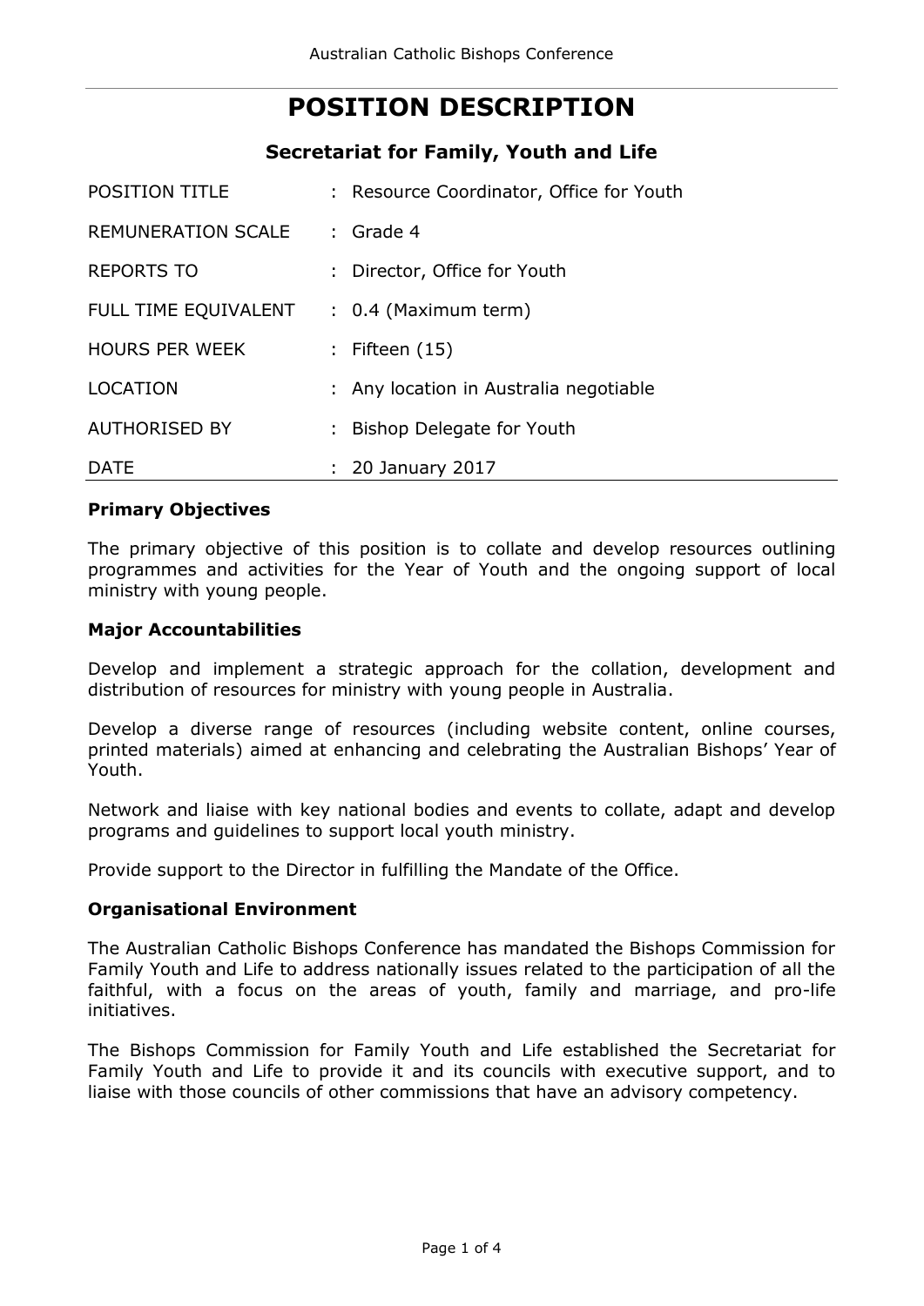# POSITION DESCRIPTION

## Secretariat for Family, Youth and Life

| | | |
|---|---|---|
| POSITION TITLE | : | Resource Coordinator, Office for Youth |
| REMUNERATION SCALE | : | Grade 4 |
| REPORTS TO | : | Director, Office for Youth |
| FULL TIME EQUIVALENT | : | 0.4 (Maximum term) |
| HOURS PER WEEK | : | Fifteen (15) |
| LOCATION | : | Any location in Australia negotiable |
| AUTHORISED BY | : | Bishop Delegate for Youth |
| DATE | : | 20 January 2017 |

### Primary Objectives

The primary objective of this position is to collate and develop resources outlining programmes and activities for the Year of Youth and the ongoing support of local ministry with young people.

### Major Accountabilities

Develop and implement a strategic approach for the collation, development and distribution of resources for ministry with young people in Australia.

Develop a diverse range of resources (including website content, online courses, printed materials) aimed at enhancing and celebrating the Australian Bishops' Year of Youth.

Network and liaise with key national bodies and events to collate, adapt and develop programs and guidelines to support local youth ministry.

Provide support to the Director in fulfilling the Mandate of the Office.

### Organisational Environment

The Australian Catholic Bishops Conference has mandated the Bishops Commission for Family Youth and Life to address nationally issues related to the participation of all the faithful, with a focus on the areas of youth, family and marriage, and pro-life initiatives.

The Bishops Commission for Family Youth and Life established the Secretariat for Family Youth and Life to provide it and its councils with executive support, and to liaise with those councils of other commissions that have an advisory competency.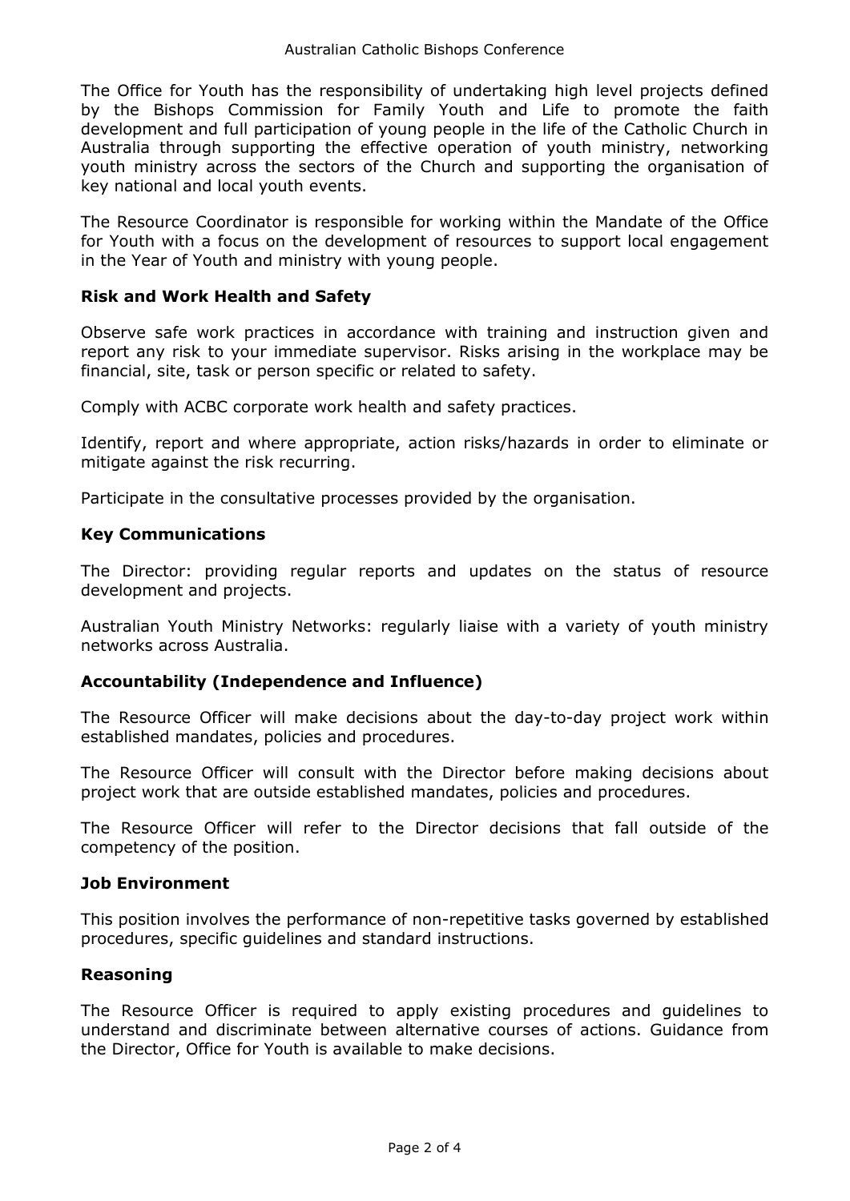The Office for Youth has the responsibility of undertaking high level projects defined by the Bishops Commission for Family Youth and Life to promote the faith development and full participation of young people in the life of the Catholic Church in Australia through supporting the effective operation of youth ministry, networking youth ministry across the sectors of the Church and supporting the organisation of key national and local youth events.

The Resource Coordinator is responsible for working within the Mandate of the Office for Youth with a focus on the development of resources to support local engagement in the Year of Youth and ministry with young people.

**Risk and Work Health and Safety**

Observe safe work practices in accordance with training and instruction given and report any risk to your immediate supervisor. Risks arising in the workplace may be financial, site, task or person specific or related to safety.

Comply with ACBC corporate work health and safety practices.

Identify, report and where appropriate, action risks/hazards in order to eliminate or mitigate against the risk recurring.

Participate in the consultative processes provided by the organisation.

**Key Communications**

The Director: providing regular reports and updates on the status of resource development and projects.

Australian Youth Ministry Networks: regularly liaise with a variety of youth ministry networks across Australia.

**Accountability (Independence and Influence)**

The Resource Officer will make decisions about the day-to-day project work within established mandates, policies and procedures.

The Resource Officer will consult with the Director before making decisions about project work that are outside established mandates, policies and procedures.

The Resource Officer will refer to the Director decisions that fall outside of the competency of the position.

**Job Environment**

This position involves the performance of non-repetitive tasks governed by established procedures, specific guidelines and standard instructions.

**Reasoning**

The Resource Officer is required to apply existing procedures and guidelines to understand and discriminate between alternative courses of actions. Guidance from the Director, Office for Youth is available to make decisions.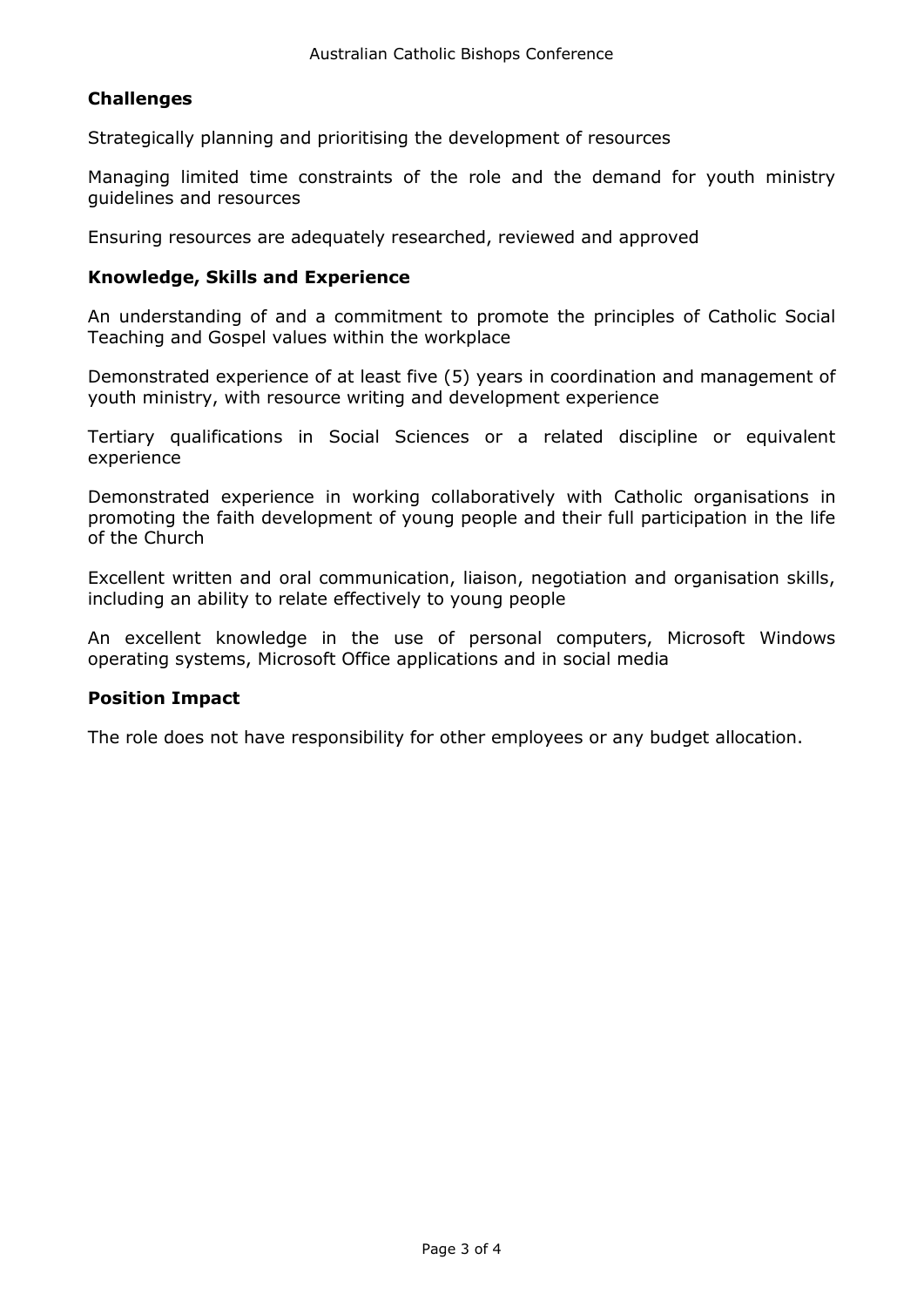**Challenges**

Strategically planning and prioritising the development of resources

Managing limited time constraints of the role and the demand for youth ministry guidelines and resources

Ensuring resources are adequately researched, reviewed and approved

**Knowledge, Skills and Experience**

An understanding of and a commitment to promote the principles of Catholic Social Teaching and Gospel values within the workplace

Demonstrated experience of at least five (5) years in coordination and management of youth ministry, with resource writing and development experience

Tertiary qualifications in Social Sciences or a related discipline or equivalent experience

Demonstrated experience in working collaboratively with Catholic organisations in promoting the faith development of young people and their full participation in the life of the Church

Excellent written and oral communication, liaison, negotiation and organisation skills, including an ability to relate effectively to young people

An excellent knowledge in the use of personal computers, Microsoft Windows operating systems, Microsoft Office applications and in social media

**Position Impact**

The role does not have responsibility for other employees or any budget allocation.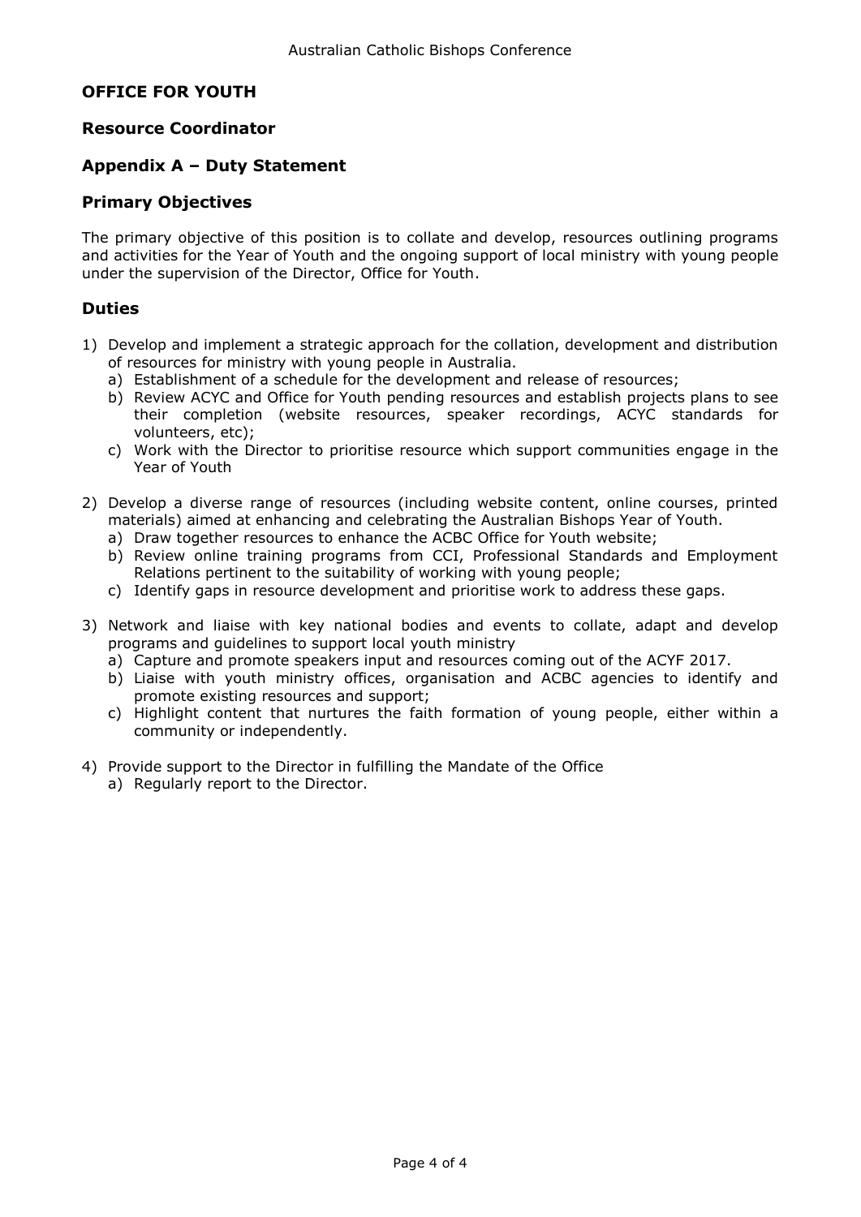## OFFICE FOR YOUTH

## Resource Coordinator

## Appendix A – Duty Statement

## Primary Objectives

The primary objective of this position is to collate and develop, resources outlining programs and activities for the Year of Youth and the ongoing support of local ministry with young people under the supervision of the Director, Office for Youth.

## Duties

1) Develop and implement a strategic approach for the collation, development and distribution of resources for ministry with young people in Australia.
   a) Establishment of a schedule for the development and release of resources;
   b) Review ACYC and Office for Youth pending resources and establish projects plans to see their completion (website resources, speaker recordings, ACYC standards for volunteers, etc);
   c) Work with the Director to prioritise resource which support communities engage in the Year of Youth

2) Develop a diverse range of resources (including website content, online courses, printed materials) aimed at enhancing and celebrating the Australian Bishops Year of Youth.
   a) Draw together resources to enhance the ACBC Office for Youth website;
   b) Review online training programs from CCI, Professional Standards and Employment Relations pertinent to the suitability of working with young people;
   c) Identify gaps in resource development and prioritise work to address these gaps.

3) Network and liaise with key national bodies and events to collate, adapt and develop programs and guidelines to support local youth ministry
   a) Capture and promote speakers input and resources coming out of the ACYF 2017.
   b) Liaise with youth ministry offices, organisation and ACBC agencies to identify and promote existing resources and support;
   c) Highlight content that nurtures the faith formation of young people, either within a community or independently.

4) Provide support to the Director in fulfilling the Mandate of the Office
   a) Regularly report to the Director.